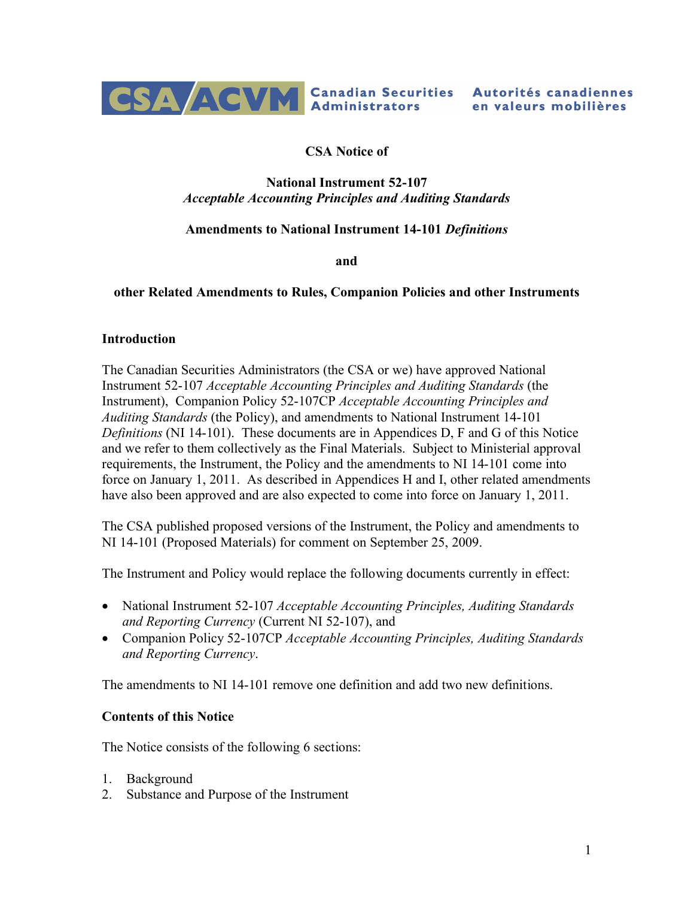CSA ACVM Canadian Securities Administrators Autorités canadiennes en valeurs mobilières

# CSA Notice of

## National Instrument 52-107 *Acceptable Accounting Principles and Auditing Standards*

## Amendments to National Instrument 14-101 *Definitions*

## and

## other Related Amendments to Rules, Companion Policies and other Instruments

### Introduction

The Canadian Securities Administrators (the CSA or we) have approved National Instrument 52-107 *Acceptable Accounting Principles and Auditing Standards* (the Instrument), Companion Policy 52-107CP *Acceptable Accounting Principles and Auditing Standards* (the Policy), and amendments to National Instrument 14-101 *Definitions* (NI 14-101). These documents are in Appendices D, F and G of this Notice and we refer to them collectively as the Final Materials. Subject to Ministerial approval requirements, the Instrument, the Policy and the amendments to NI 14-101 come into force on January 1, 2011. As described in Appendices H and I, other related amendments have also been approved and are also expected to come into force on January 1, 2011.

The CSA published proposed versions of the Instrument, the Policy and amendments to NI 14-101 (Proposed Materials) for comment on September 25, 2009.

The Instrument and Policy would replace the following documents currently in effect:

- National Instrument 52-107 *Acceptable Accounting Principles, Auditing Standards and Reporting Currency* (Current NI 52-107), and
- Companion Policy 52-107CP *Acceptable Accounting Principles, Auditing Standards and Reporting Currency*.

The amendments to NI 14-101 remove one definition and add two new definitions.

### Contents of this Notice

The Notice consists of the following 6 sections:

1. Background
2. Substance and Purpose of the Instrument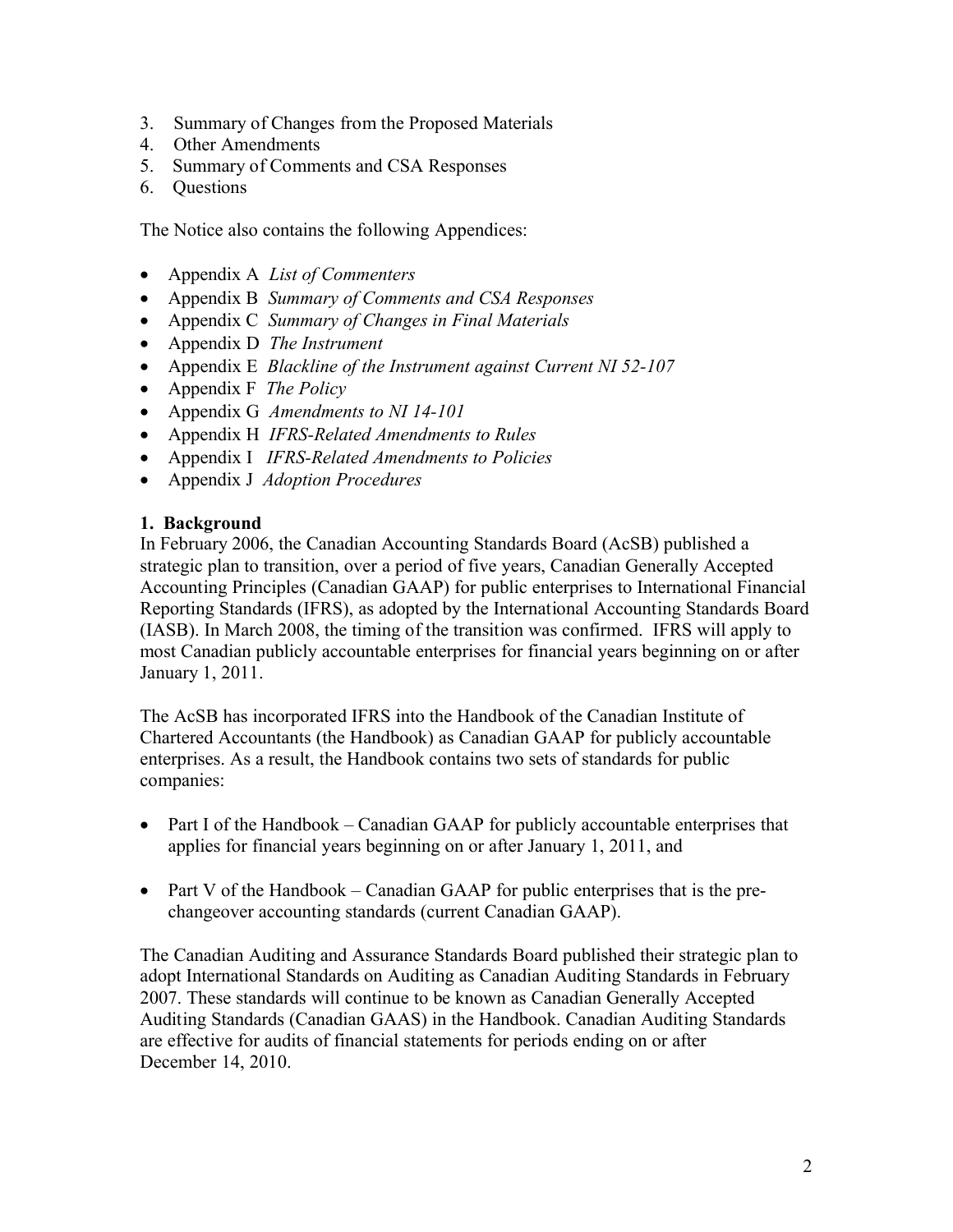3. Summary of Changes from the Proposed Materials
4. Other Amendments
5. Summary of Comments and CSA Responses
6. Questions

The Notice also contains the following Appendices:

- Appendix A *List of Commenters*
- Appendix B *Summary of Comments and CSA Responses*
- Appendix C *Summary of Changes in Final Materials*
- Appendix D *The Instrument*
- Appendix E *Blackline of the Instrument against Current NI 52-107*
- Appendix F *The Policy*
- Appendix G *Amendments to NI 14-101*
- Appendix H *IFRS-Related Amendments to Rules*
- Appendix I *IFRS-Related Amendments to Policies*
- Appendix J *Adoption Procedures*

**1. Background**

In February 2006, the Canadian Accounting Standards Board (AcSB) published a strategic plan to transition, over a period of five years, Canadian Generally Accepted Accounting Principles (Canadian GAAP) for public enterprises to International Financial Reporting Standards (IFRS), as adopted by the International Accounting Standards Board (IASB). In March 2008, the timing of the transition was confirmed. IFRS will apply to most Canadian publicly accountable enterprises for financial years beginning on or after January 1, 2011.

The AcSB has incorporated IFRS into the Handbook of the Canadian Institute of Chartered Accountants (the Handbook) as Canadian GAAP for publicly accountable enterprises. As a result, the Handbook contains two sets of standards for public companies:

- Part I of the Handbook – Canadian GAAP for publicly accountable enterprises that applies for financial years beginning on or after January 1, 2011, and

- Part V of the Handbook – Canadian GAAP for public enterprises that is the pre-changeover accounting standards (current Canadian GAAP).

The Canadian Auditing and Assurance Standards Board published their strategic plan to adopt International Standards on Auditing as Canadian Auditing Standards in February 2007. These standards will continue to be known as Canadian Generally Accepted Auditing Standards (Canadian GAAS) in the Handbook. Canadian Auditing Standards are effective for audits of financial statements for periods ending on or after December 14, 2010.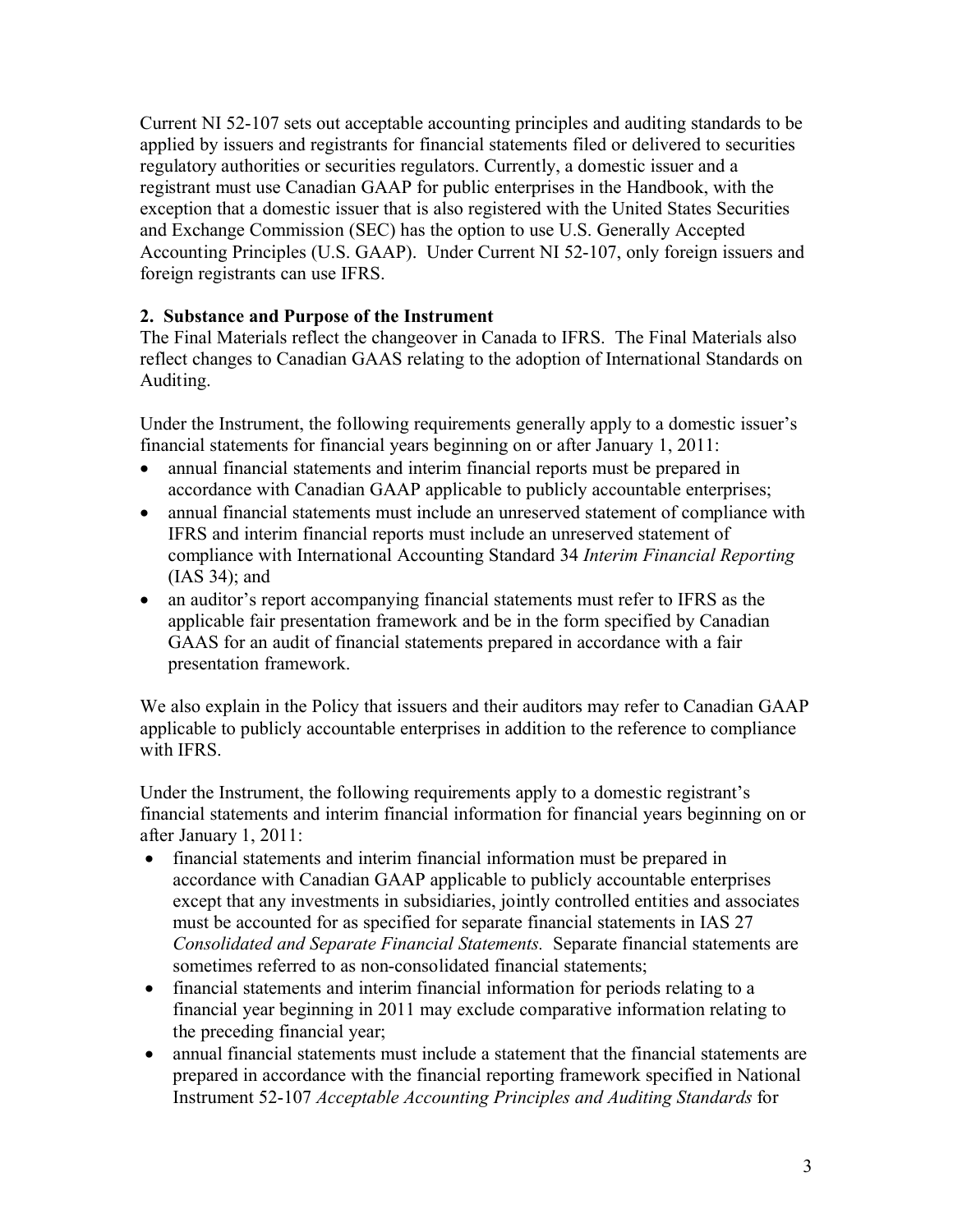Current NI 52-107 sets out acceptable accounting principles and auditing standards to be applied by issuers and registrants for financial statements filed or delivered to securities regulatory authorities or securities regulators. Currently, a domestic issuer and a registrant must use Canadian GAAP for public enterprises in the Handbook, with the exception that a domestic issuer that is also registered with the United States Securities and Exchange Commission (SEC) has the option to use U.S. Generally Accepted Accounting Principles (U.S. GAAP). Under Current NI 52-107, only foreign issuers and foreign registrants can use IFRS.

## 2. Substance and Purpose of the Instrument

The Final Materials reflect the changeover in Canada to IFRS. The Final Materials also reflect changes to Canadian GAAS relating to the adoption of International Standards on Auditing.

Under the Instrument, the following requirements generally apply to a domestic issuer's financial statements for financial years beginning on or after January 1, 2011:

- annual financial statements and interim financial reports must be prepared in accordance with Canadian GAAP applicable to publicly accountable enterprises;
- annual financial statements must include an unreserved statement of compliance with IFRS and interim financial reports must include an unreserved statement of compliance with International Accounting Standard 34 *Interim Financial Reporting* (IAS 34); and
- an auditor's report accompanying financial statements must refer to IFRS as the applicable fair presentation framework and be in the form specified by Canadian GAAS for an audit of financial statements prepared in accordance with a fair presentation framework.

We also explain in the Policy that issuers and their auditors may refer to Canadian GAAP applicable to publicly accountable enterprises in addition to the reference to compliance with IFRS.

Under the Instrument, the following requirements apply to a domestic registrant's financial statements and interim financial information for financial years beginning on or after January 1, 2011:

- financial statements and interim financial information must be prepared in accordance with Canadian GAAP applicable to publicly accountable enterprises except that any investments in subsidiaries, jointly controlled entities and associates must be accounted for as specified for separate financial statements in IAS 27 *Consolidated and Separate Financial Statements.* Separate financial statements are sometimes referred to as non-consolidated financial statements;
- financial statements and interim financial information for periods relating to a financial year beginning in 2011 may exclude comparative information relating to the preceding financial year;
- annual financial statements must include a statement that the financial statements are prepared in accordance with the financial reporting framework specified in National Instrument 52-107 *Acceptable Accounting Principles and Auditing Standards* for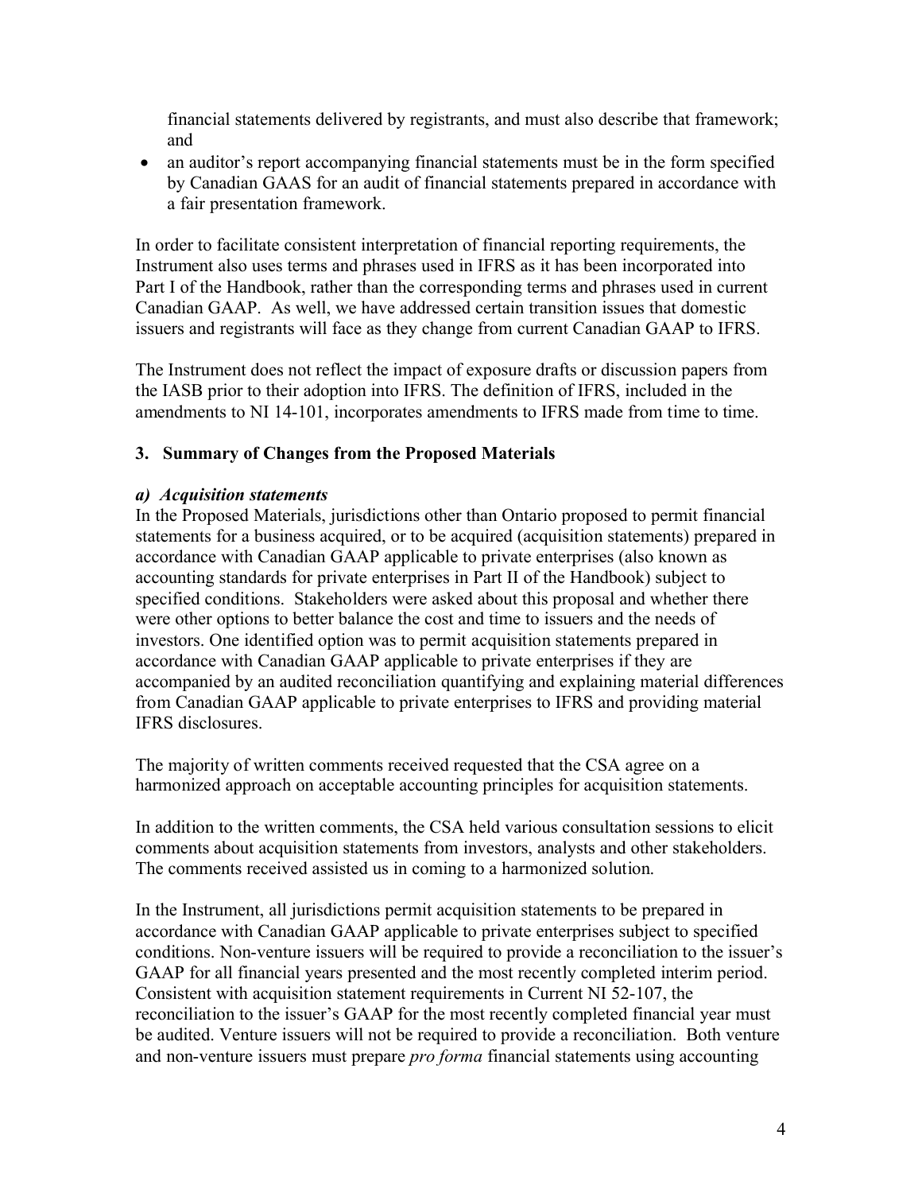financial statements delivered by registrants, and must also describe that framework; and

- an auditor's report accompanying financial statements must be in the form specified by Canadian GAAS for an audit of financial statements prepared in accordance with a fair presentation framework.

In order to facilitate consistent interpretation of financial reporting requirements, the Instrument also uses terms and phrases used in IFRS as it has been incorporated into Part I of the Handbook, rather than the corresponding terms and phrases used in current Canadian GAAP. As well, we have addressed certain transition issues that domestic issuers and registrants will face as they change from current Canadian GAAP to IFRS.

The Instrument does not reflect the impact of exposure drafts or discussion papers from the IASB prior to their adoption into IFRS. The definition of IFRS, included in the amendments to NI 14-101, incorporates amendments to IFRS made from time to time.

## 3. Summary of Changes from the Proposed Materials

***a) Acquisition statements***

In the Proposed Materials, jurisdictions other than Ontario proposed to permit financial statements for a business acquired, or to be acquired (acquisition statements) prepared in accordance with Canadian GAAP applicable to private enterprises (also known as accounting standards for private enterprises in Part II of the Handbook) subject to specified conditions. Stakeholders were asked about this proposal and whether there were other options to better balance the cost and time to issuers and the needs of investors. One identified option was to permit acquisition statements prepared in accordance with Canadian GAAP applicable to private enterprises if they are accompanied by an audited reconciliation quantifying and explaining material differences from Canadian GAAP applicable to private enterprises to IFRS and providing material IFRS disclosures.

The majority of written comments received requested that the CSA agree on a harmonized approach on acceptable accounting principles for acquisition statements.

In addition to the written comments, the CSA held various consultation sessions to elicit comments about acquisition statements from investors, analysts and other stakeholders. The comments received assisted us in coming to a harmonized solution.

In the Instrument, all jurisdictions permit acquisition statements to be prepared in accordance with Canadian GAAP applicable to private enterprises subject to specified conditions. Non-venture issuers will be required to provide a reconciliation to the issuer's GAAP for all financial years presented and the most recently completed interim period. Consistent with acquisition statement requirements in Current NI 52-107, the reconciliation to the issuer's GAAP for the most recently completed financial year must be audited. Venture issuers will not be required to provide a reconciliation. Both venture and non-venture issuers must prepare *pro forma* financial statements using accounting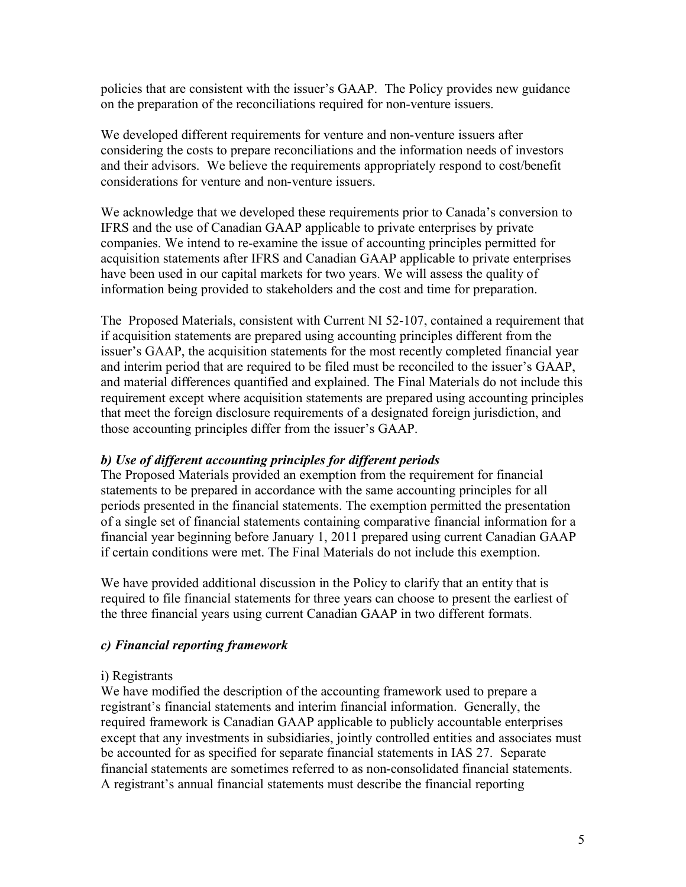policies that are consistent with the issuer's GAAP. The Policy provides new guidance on the preparation of the reconciliations required for non-venture issuers.

We developed different requirements for venture and non-venture issuers after considering the costs to prepare reconciliations and the information needs of investors and their advisors. We believe the requirements appropriately respond to cost/benefit considerations for venture and non-venture issuers.

We acknowledge that we developed these requirements prior to Canada's conversion to IFRS and the use of Canadian GAAP applicable to private enterprises by private companies. We intend to re-examine the issue of accounting principles permitted for acquisition statements after IFRS and Canadian GAAP applicable to private enterprises have been used in our capital markets for two years. We will assess the quality of information being provided to stakeholders and the cost and time for preparation.

The Proposed Materials, consistent with Current NI 52-107, contained a requirement that if acquisition statements are prepared using accounting principles different from the issuer's GAAP, the acquisition statements for the most recently completed financial year and interim period that are required to be filed must be reconciled to the issuer's GAAP, and material differences quantified and explained. The Final Materials do not include this requirement except where acquisition statements are prepared using accounting principles that meet the foreign disclosure requirements of a designated foreign jurisdiction, and those accounting principles differ from the issuer's GAAP.

***b) Use of different accounting principles for different periods***

The Proposed Materials provided an exemption from the requirement for financial statements to be prepared in accordance with the same accounting principles for all periods presented in the financial statements. The exemption permitted the presentation of a single set of financial statements containing comparative financial information for a financial year beginning before January 1, 2011 prepared using current Canadian GAAP if certain conditions were met. The Final Materials do not include this exemption.

We have provided additional discussion in the Policy to clarify that an entity that is required to file financial statements for three years can choose to present the earliest of the three financial years using current Canadian GAAP in two different formats.

***c) Financial reporting framework***

i) Registrants

We have modified the description of the accounting framework used to prepare a registrant's financial statements and interim financial information. Generally, the required framework is Canadian GAAP applicable to publicly accountable enterprises except that any investments in subsidiaries, jointly controlled entities and associates must be accounted for as specified for separate financial statements in IAS 27. Separate financial statements are sometimes referred to as non-consolidated financial statements. A registrant's annual financial statements must describe the financial reporting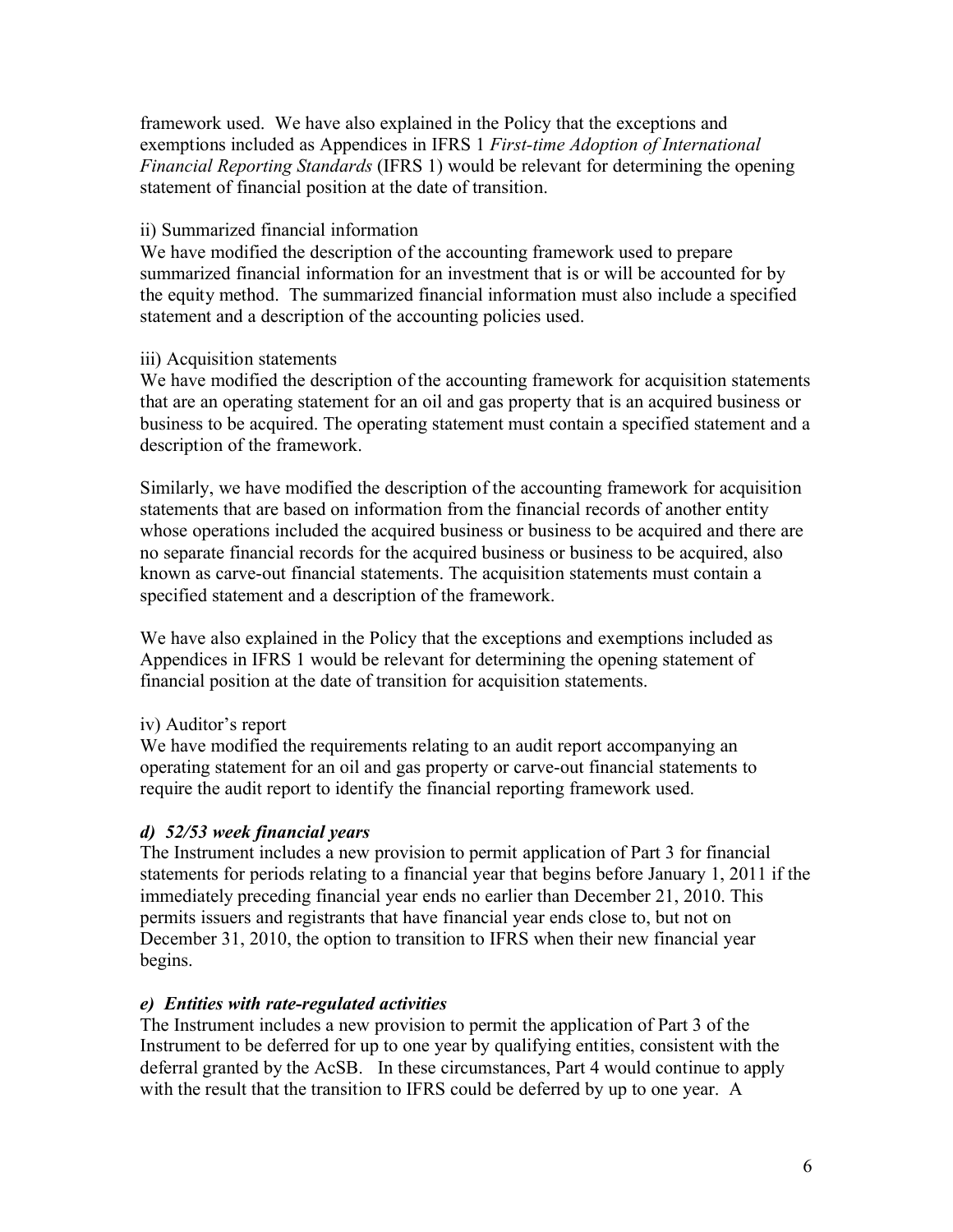framework used. We have also explained in the Policy that the exceptions and exemptions included as Appendices in IFRS 1 *First-time Adoption of International Financial Reporting Standards* (IFRS 1) would be relevant for determining the opening statement of financial position at the date of transition.

ii) Summarized financial information

We have modified the description of the accounting framework used to prepare summarized financial information for an investment that is or will be accounted for by the equity method. The summarized financial information must also include a specified statement and a description of the accounting policies used.

iii) Acquisition statements

We have modified the description of the accounting framework for acquisition statements that are an operating statement for an oil and gas property that is an acquired business or business to be acquired. The operating statement must contain a specified statement and a description of the framework.

Similarly, we have modified the description of the accounting framework for acquisition statements that are based on information from the financial records of another entity whose operations included the acquired business or business to be acquired and there are no separate financial records for the acquired business or business to be acquired, also known as carve-out financial statements. The acquisition statements must contain a specified statement and a description of the framework.

We have also explained in the Policy that the exceptions and exemptions included as Appendices in IFRS 1 would be relevant for determining the opening statement of financial position at the date of transition for acquisition statements.

iv) Auditor's report

We have modified the requirements relating to an audit report accompanying an operating statement for an oil and gas property or carve-out financial statements to require the audit report to identify the financial reporting framework used.

***d) 52/53 week financial years***

The Instrument includes a new provision to permit application of Part 3 for financial statements for periods relating to a financial year that begins before January 1, 2011 if the immediately preceding financial year ends no earlier than December 21, 2010. This permits issuers and registrants that have financial year ends close to, but not on December 31, 2010, the option to transition to IFRS when their new financial year begins.

***e) Entities with rate-regulated activities***

The Instrument includes a new provision to permit the application of Part 3 of the Instrument to be deferred for up to one year by qualifying entities, consistent with the deferral granted by the AcSB. In these circumstances, Part 4 would continue to apply with the result that the transition to IFRS could be deferred by up to one year. A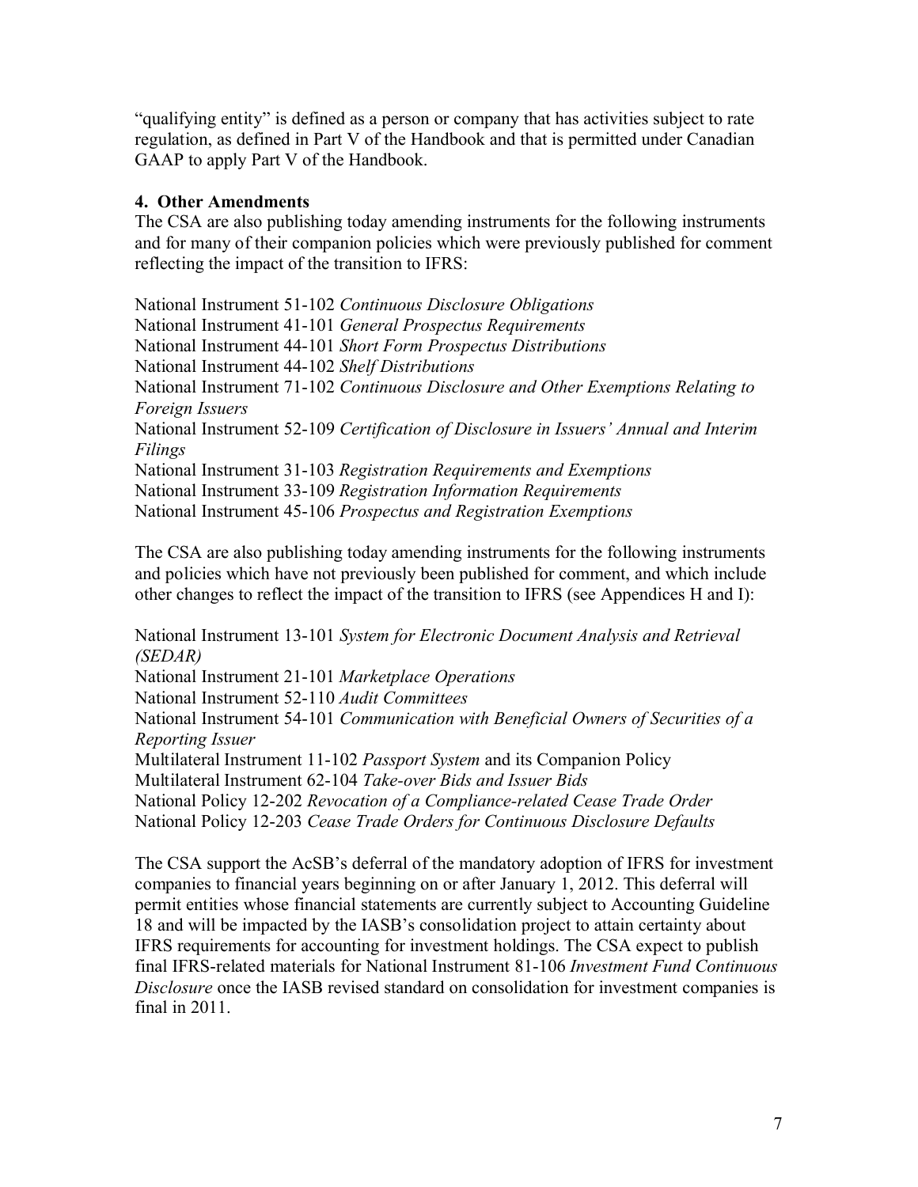"qualifying entity" is defined as a person or company that has activities subject to rate regulation, as defined in Part V of the Handbook and that is permitted under Canadian GAAP to apply Part V of the Handbook.

**4. Other Amendments**

The CSA are also publishing today amending instruments for the following instruments and for many of their companion policies which were previously published for comment reflecting the impact of the transition to IFRS:

National Instrument 51-102 *Continuous Disclosure Obligations*
National Instrument 41-101 *General Prospectus Requirements*
National Instrument 44-101 *Short Form Prospectus Distributions*
National Instrument 44-102 *Shelf Distributions*
National Instrument 71-102 *Continuous Disclosure and Other Exemptions Relating to Foreign Issuers*
National Instrument 52-109 *Certification of Disclosure in Issuers' Annual and Interim Filings*
National Instrument 31-103 *Registration Requirements and Exemptions*
National Instrument 33-109 *Registration Information Requirements*
National Instrument 45-106 *Prospectus and Registration Exemptions*

The CSA are also publishing today amending instruments for the following instruments and policies which have not previously been published for comment, and which include other changes to reflect the impact of the transition to IFRS (see Appendices H and I):

National Instrument 13-101 *System for Electronic Document Analysis and Retrieval (SEDAR)*
National Instrument 21-101 *Marketplace Operations*
National Instrument 52-110 *Audit Committees*
National Instrument 54-101 *Communication with Beneficial Owners of Securities of a Reporting Issuer*
Multilateral Instrument 11-102 *Passport System* and its Companion Policy
Multilateral Instrument 62-104 *Take-over Bids and Issuer Bids*
National Policy 12-202 *Revocation of a Compliance-related Cease Trade Order*
National Policy 12-203 *Cease Trade Orders for Continuous Disclosure Defaults*

The CSA support the AcSB's deferral of the mandatory adoption of IFRS for investment companies to financial years beginning on or after January 1, 2012. This deferral will permit entities whose financial statements are currently subject to Accounting Guideline 18 and will be impacted by the IASB's consolidation project to attain certainty about IFRS requirements for accounting for investment holdings. The CSA expect to publish final IFRS-related materials for National Instrument 81-106 *Investment Fund Continuous Disclosure* once the IASB revised standard on consolidation for investment companies is final in 2011.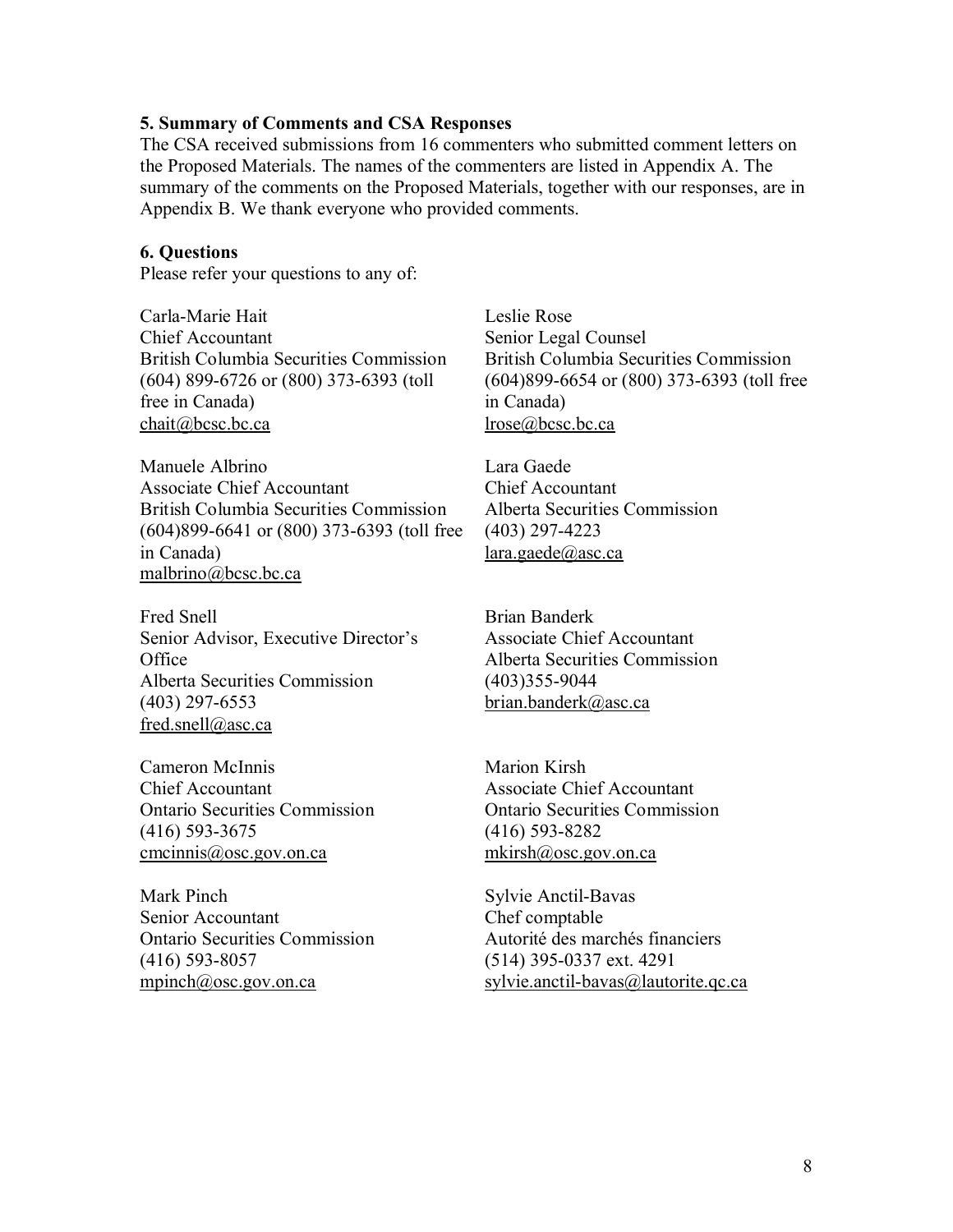### 5. Summary of Comments and CSA Responses

The CSA received submissions from 16 commenters who submitted comment letters on the Proposed Materials. The names of the commenters are listed in Appendix A. The summary of the comments on the Proposed Materials, together with our responses, are in Appendix B. We thank everyone who provided comments.

### 6. Questions

Please refer your questions to any of:

Carla-Marie Hait
Chief Accountant
British Columbia Securities Commission
(604) 899-6726 or (800) 373-6393 (toll free in Canada)
chait@bcsc.bc.ca

Leslie Rose
Senior Legal Counsel
British Columbia Securities Commission
(604)899-6654 or (800) 373-6393 (toll free in Canada)
lrose@bcsc.bc.ca

Manuele Albrino
Associate Chief Accountant
British Columbia Securities Commission
(604)899-6641 or (800) 373-6393 (toll free in Canada)
malbrino@bcsc.bc.ca

Lara Gaede
Chief Accountant
Alberta Securities Commission
(403) 297-4223
lara.gaede@asc.ca

Fred Snell
Senior Advisor, Executive Director's Office
Alberta Securities Commission
(403) 297-6553
fred.snell@asc.ca

Brian Banderk
Associate Chief Accountant
Alberta Securities Commission
(403)355-9044
brian.banderk@asc.ca

Cameron McInnis
Chief Accountant
Ontario Securities Commission
(416) 593-3675
cmcinnis@osc.gov.on.ca

Marion Kirsh
Associate Chief Accountant
Ontario Securities Commission
(416) 593-8282
mkirsh@osc.gov.on.ca

Mark Pinch
Senior Accountant
Ontario Securities Commission
(416) 593-8057
mpinch@osc.gov.on.ca

Sylvie Anctil-Bavas
Chef comptable
Autorité des marchés financiers
(514) 395-0337 ext. 4291
sylvie.anctil-bavas@lautorite.qc.ca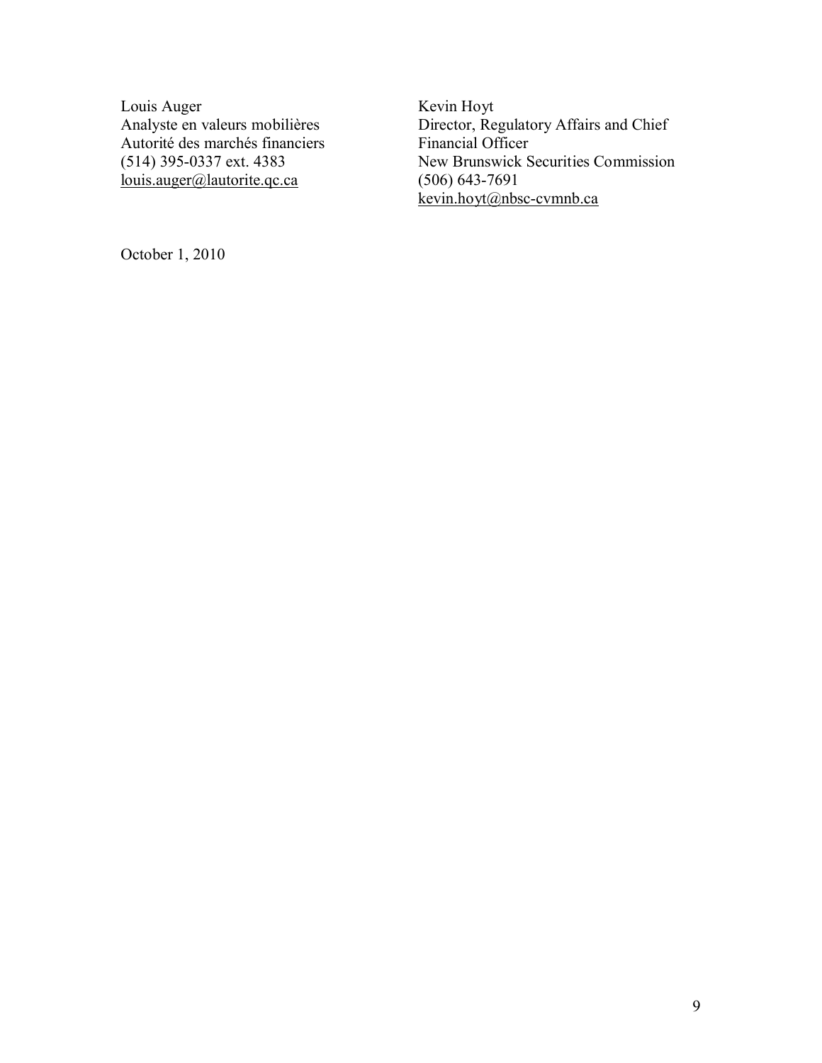Louis Auger
Analyste en valeurs mobilières
Autorité des marchés financiers
(514) 395-0337 ext. 4383
louis.auger@lautorite.qc.ca

Kevin Hoyt
Director, Regulatory Affairs and Chief Financial Officer
New Brunswick Securities Commission
(506) 643-7691
kevin.hoyt@nbsc-cvmnb.ca

October 1, 2010